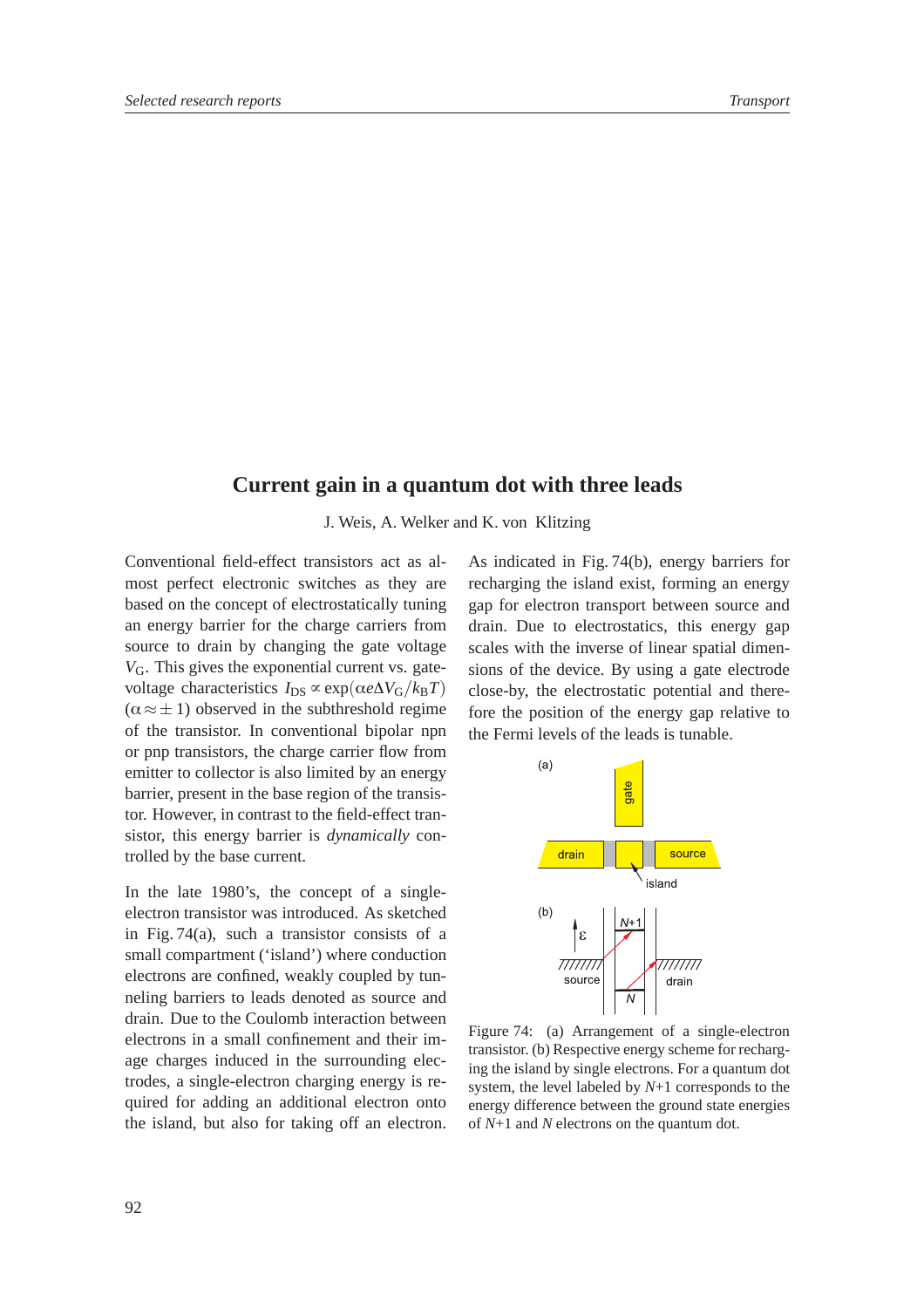# Current gain in a quantum dot with three leads

J. Weis, A. Welker and K. von Klitzing

Conventional field-effect transistors act as almost perfect electronic switches as they are based on the concept of electrostatically tuning an energy barrier for the charge carriers from source to drain by changing the gate voltage $V_G$. This gives the exponential current vs. gate-voltage characteristics $I_{DS} \propto \exp(\alpha e \Delta V_G / k_B T)$ ($\alpha \approx \pm 1$) observed in the subthreshold regime of the transistor. In conventional bipolar npn or pnp transistors, the charge carrier flow from emitter to collector is also limited by an energy barrier, present in the base region of the transistor. However, in contrast to the field-effect transistor, this energy barrier is *dynamically* controlled by the base current.

In the late 1980's, the concept of a single-electron transistor was introduced. As sketched in Fig. 74(a), such a transistor consists of a small compartment ('island') where conduction electrons are confined, weakly coupled by tunneling barriers to leads denoted as source and drain. Due to the Coulomb interaction between electrons in a small confinement and their image charges induced in the surrounding electrodes, a single-electron charging energy is required for adding an additional electron onto the island, but also for taking off an electron. As indicated in Fig. 74(b), energy barriers for recharging the island exist, forming an energy gap for electron transport between source and drain. Due to electrostatics, this energy gap scales with the inverse of linear spatial dimensions of the device. By using a gate electrode close-by, the electrostatic potential and therefore the position of the energy gap relative to the Fermi levels of the leads is tunable.

Figure 74: (a) Arrangement of a single-electron transistor. (b) Respective energy scheme for recharging the island by single electrons. For a quantum dot system, the level labeled by $N$+1 corresponds to the energy difference between the ground state energies of $N$+1 and $N$ electrons on the quantum dot.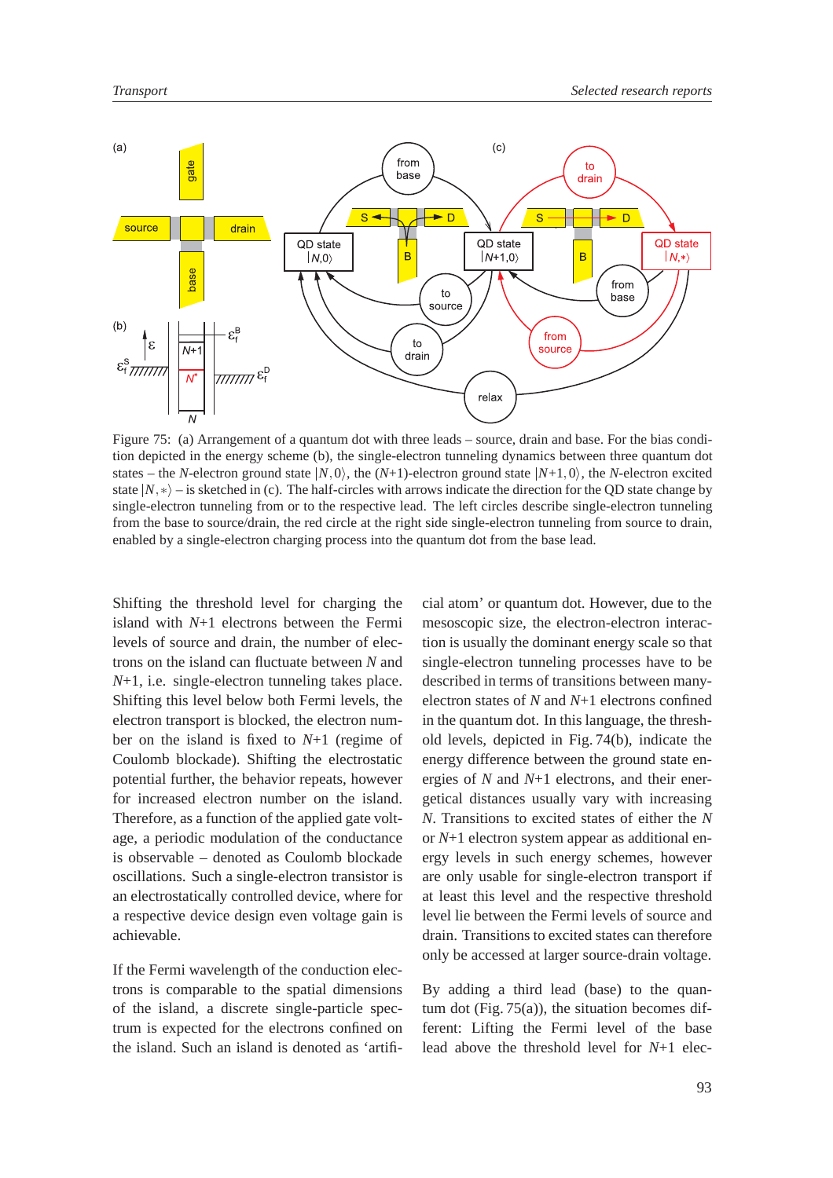Figure 75: (a) Arrangement of a quantum dot with three leads – source, drain and base. For the bias condition depicted in the energy scheme (b), the single-electron tunneling dynamics between three quantum dot states – the $N$-electron ground state $|N,0\rangle$, the ($N$+1)-electron ground state $|N{+}1,0\rangle$, the $N$-electron excited state $|N,*\rangle$ – is sketched in (c). The half-circles with arrows indicate the direction for the QD state change by single-electron tunneling process from or to the respective lead. The left circles describe single-electron tunneling from the base to source/drain, the red circle at the right side single-electron tunneling from source to drain, enabled by a single-electron charging process into the quantum dot from the base lead.

Shifting the threshold level for charging the island with $N$+1 electrons between the Fermi levels of source and drain, the number of electrons on the island can fluctuate between $N$ and $N$+1, i.e. single-electron tunneling takes place. Shifting this level below both Fermi levels, the electron transport is blocked, the electron number on the island is fixed to $N$+1 (regime of Coulomb blockade). Shifting the electrostatic potential further, the behavior repeats, however for increased electron number on the island. Therefore, as a function of the applied gate voltage, a periodic modulation of the conductance is observable – denoted as Coulomb blockade oscillations. Such a single-electron transistor is an electrostatically controlled device, where for a respective device design even voltage gain is achievable.

If the Fermi wavelength of the conduction electrons is comparable to the spatial dimensions of the island, a discrete single-particle spectrum is expected for the electrons confined on the island. Such an island is denoted as 'artificial atom' or quantum dot. However, due to the mesoscopic size, the electron-electron interaction is usually the dominant energy scale so that single-electron tunneling processes have to be described in terms of transitions between many-electron states of $N$ and $N$+1 electrons confined in the quantum dot. In this language, the threshold levels, depicted in Fig. 74(b), indicate the energy difference between the ground state energies of $N$ and $N$+1 electrons, and their energetical distances usually vary with increasing $N$. Transitions to excited states of either the $N$ or $N$+1 electron system appear as additional energy levels in such energy schemes, however are only usable for single-electron transport if at least this level and the respective threshold level lie between the Fermi levels of source and drain. Transitions to excited states can therefore only be accessed at larger source-drain voltage.

By adding a third lead (base) to the quantum dot (Fig. 75(a)), the situation becomes different: Lifting the Fermi level of the base lead above the threshold level for $N$+1 elec-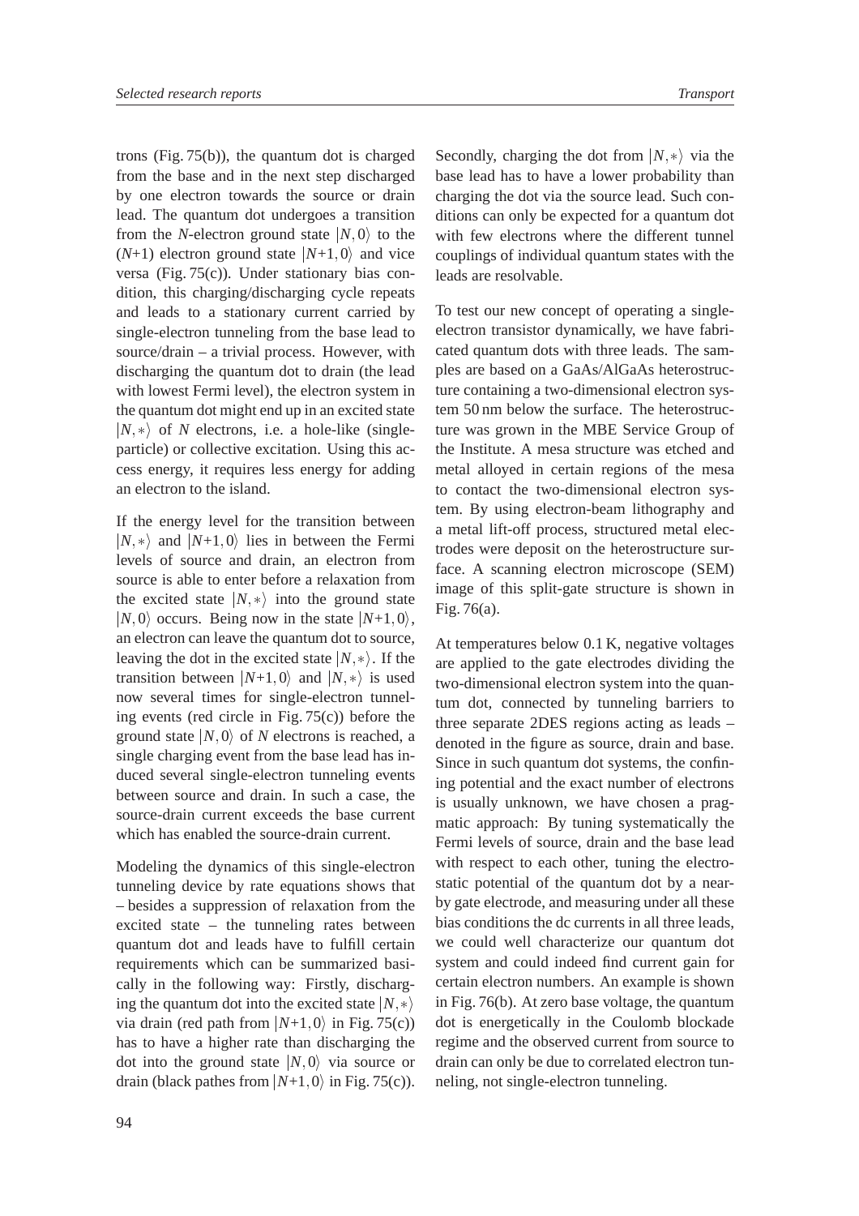trons (Fig. 75(b)), the quantum dot is charged from the base and in the next step discharged by one electron towards the source or drain lead. The quantum dot undergoes a transition from the $N$-electron ground state $|N,0\rangle$ to the ($N$+1) electron ground state $|N{+}1,0\rangle$ and vice versa (Fig. 75(c)). Under stationary bias condition, this charging/discharging cycle repeats and leads to a stationary current carried by single-electron tunneling from the base lead to source/drain – a trivial process. However, with discharging the quantum dot to drain (the lead with lowest Fermi level), the electron system in the quantum dot might end up in an excited state $|N,*\rangle$ of $N$ electrons, i.e. a hole-like (single-particle) or collective excitation. Using this access energy, it requires less energy for adding an electron to the island.

If the energy level for the transition between $|N,*\rangle$ and $|N{+}1,0\rangle$ lies in between the Fermi levels of source and drain, an electron from source is able to enter before a relaxation from the excited state $|N,*\rangle$ into the ground state $|N,0\rangle$ occurs. Being now in the state $|N{+}1,0\rangle$, an electron can leave the quantum dot to source, leaving the dot in the excited state $|N,*\rangle$. If the transition between $|N{+}1,0\rangle$ and $|N,*\rangle$ is used now several times for single-electron tunneling events (red circle in Fig. 75(c)) before the ground state $|N,0\rangle$ of $N$ electrons is reached, a single charging event from the base lead has induced several single-electron tunneling events between source and drain. In such a case, the source-drain current exceeds the base current which has enabled the source-drain current.

Modeling the dynamics of this single-electron tunneling device by rate equations shows that – besides a suppression of relaxation from the excited state – the tunneling rates between quantum dot and leads have to fulfill certain requirements which can be summarized basically in the following way: Firstly, discharging the quantum dot into the excited state $|N,*\rangle$ via drain (red path from $|N{+}1,0\rangle$ in Fig. 75(c)) has to have a higher rate than discharging the dot into the ground state $|N,0\rangle$ via source or drain (black pathes from $|N{+}1,0\rangle$ in Fig. 75(c)). Secondly, charging the dot from $|N,*\rangle$ via the base lead has to have a lower probability than charging the dot via the source lead. Such conditions can only be expected for a quantum dot with few electrons where the different tunnel couplings of individual quantum states with the leads are resolvable.

To test our new concept of operating a single-electron transistor dynamically, we have fabricated quantum dots with three leads. The samples are based on a GaAs/AlGaAs heterostructure containing a two-dimensional electron system 50 nm below the surface. The heterostructure was grown in the MBE Service Group of the Institute. A mesa structure was etched and metal alloyed in certain regions of the mesa to contact the two-dimensional electron system. By using electron-beam lithography and a metal lift-off process, structured metal electrodes were deposit on the heterostructure surface. A scanning electron microscope (SEM) image of this split-gate structure is shown in Fig. 76(a).

At temperatures below 0.1 K, negative voltages are applied to the gate electrodes dividing the two-dimensional electron system into the quantum dot, connected by tunneling barriers to three separate 2DES regions acting as leads – denoted in the figure as source, drain and base. Since in such quantum dot systems, the confining potential and the exact number of electrons is usually unknown, we have chosen a pragmatic approach: By tuning systematically the Fermi levels of source, drain and the base lead with respect to each other, tuning the electrostatic potential of the quantum dot by a nearby gate electrode, and measuring under all these bias conditions the dc currents in all three leads, we could well characterize our quantum dot system and could indeed find current gain for certain electron numbers. An example is shown in Fig. 76(b). At zero base voltage, the quantum dot is energetically in the Coulomb blockade regime and the observed current from source to drain can only be due to correlated electron tunneling, not single-electron tunneling.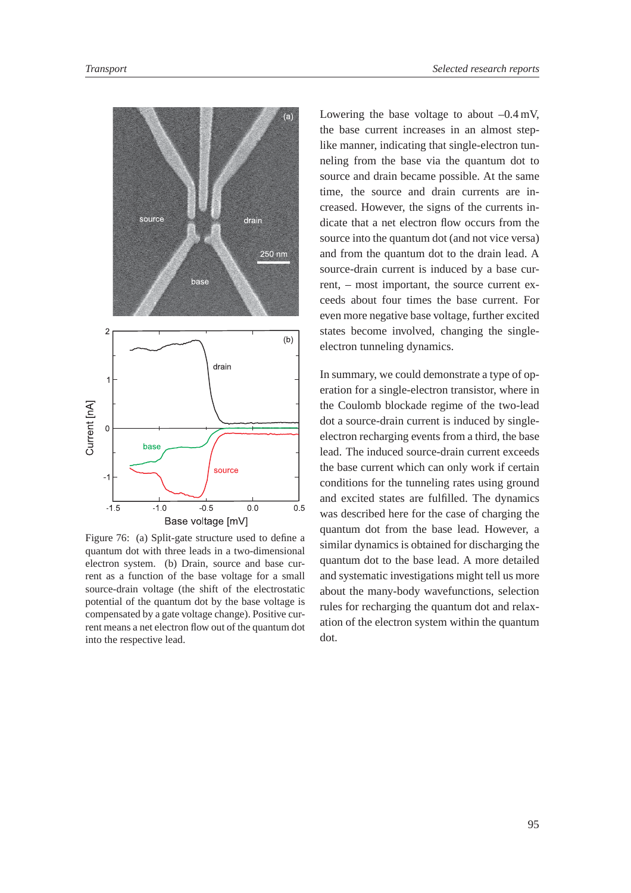(a)

source

drain

250 nm

base

(b)

Current [nA]

2

1

0

-1

drain

base

source

-1.5 -1.0 -0.5 0.0 0.5

Base voltage [mV]

Figure 76: (a) Split-gate structure used to define a quantum dot with three leads in a two-dimensional electron system. (b) Drain, source and base current as a function of the base voltage for a small source-drain voltage (the shift of the electrostatic potential of the quantum dot by the base voltage is compensated by a gate voltage change). Positive current means a net electron flow out of the quantum dot into the respective lead.

Lowering the base voltage to about –0.4 mV, the base current increases in an almost step-like manner, indicating that single-electron tunneling from the base via the quantum dot to source and drain became possible. At the same time, the source and drain currents are increased. However, the signs of the currents indicate that a net electron flow occurs from the source into the quantum dot (and not vice versa) and from the quantum dot to the drain lead. A source-drain current is induced by a base current, – most important, the source current exceeds about four times the base current. For even more negative base voltage, further excited states become involved, changing the single-electron tunneling dynamics.

In summary, we could demonstrate a type of operation for a single-electron transistor, where in the Coulomb blockade regime of the two-lead dot a source-drain current is induced by single-electron recharging events from a third, the base lead. The induced source-drain current exceeds the base current which can only work if certain conditions for the tunneling rates using ground and excited states are fulfilled. The dynamics was described here for the case of charging the quantum dot from the base lead. However, a similar dynamics is obtained for discharging the quantum dot to the base lead. A more detailed and systematic investigations might tell us more about the many-body wavefunctions, selection rules for recharging the quantum dot and relaxation of the electron system within the quantum dot.